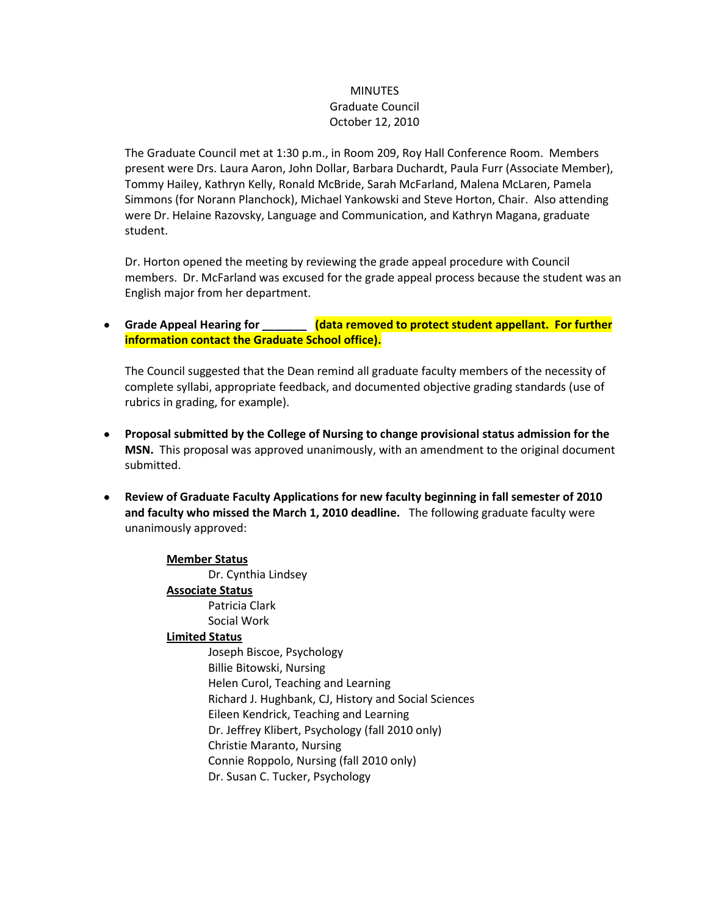MINUTES
Graduate Council
October 12, 2010

The Graduate Council met at 1:30 p.m., in Room 209, Roy Hall Conference Room. Members present were Drs. Laura Aaron, John Dollar, Barbara Duchardt, Paula Furr (Associate Member), Tommy Hailey, Kathryn Kelly, Ronald McBride, Sarah McFarland, Malena McLaren, Pamela Simmons (for Norann Planchock), Michael Yankowski and Steve Horton, Chair. Also attending were Dr. Helaine Razovsky, Language and Communication, and Kathryn Magana, graduate student.

Dr. Horton opened the meeting by reviewing the grade appeal procedure with Council members. Dr. McFarland was excused for the grade appeal process because the student was an English major from her department.

- **Grade Appeal Hearing for _______ (data removed to protect student appellant. For further information contact the Graduate School office).**

  The Council suggested that the Dean remind all graduate faculty members of the necessity of complete syllabi, appropriate feedback, and documented objective grading standards (use of rubrics in grading, for example).

- **Proposal submitted by the College of Nursing to change provisional status admission for the MSN.** This proposal was approved unanimously, with an amendment to the original document submitted.

- **Review of Graduate Faculty Applications for new faculty beginning in fall semester of 2010 and faculty who missed the March 1, 2010 deadline.** The following graduate faculty were unanimously approved:

  **Member Status**
  - Dr. Cynthia Lindsey

  **Associate Status**
  - Patricia Clark
  - Social Work

  **Limited Status**
  - Joseph Biscoe, Psychology
  - Billie Bitowski, Nursing
  - Helen Curol, Teaching and Learning
  - Richard J. Hughbank, CJ, History and Social Sciences
  - Eileen Kendrick, Teaching and Learning
  - Dr. Jeffrey Klibert, Psychology (fall 2010 only)
  - Christie Maranto, Nursing
  - Connie Roppolo, Nursing (fall 2010 only)
  - Dr. Susan C. Tucker, Psychology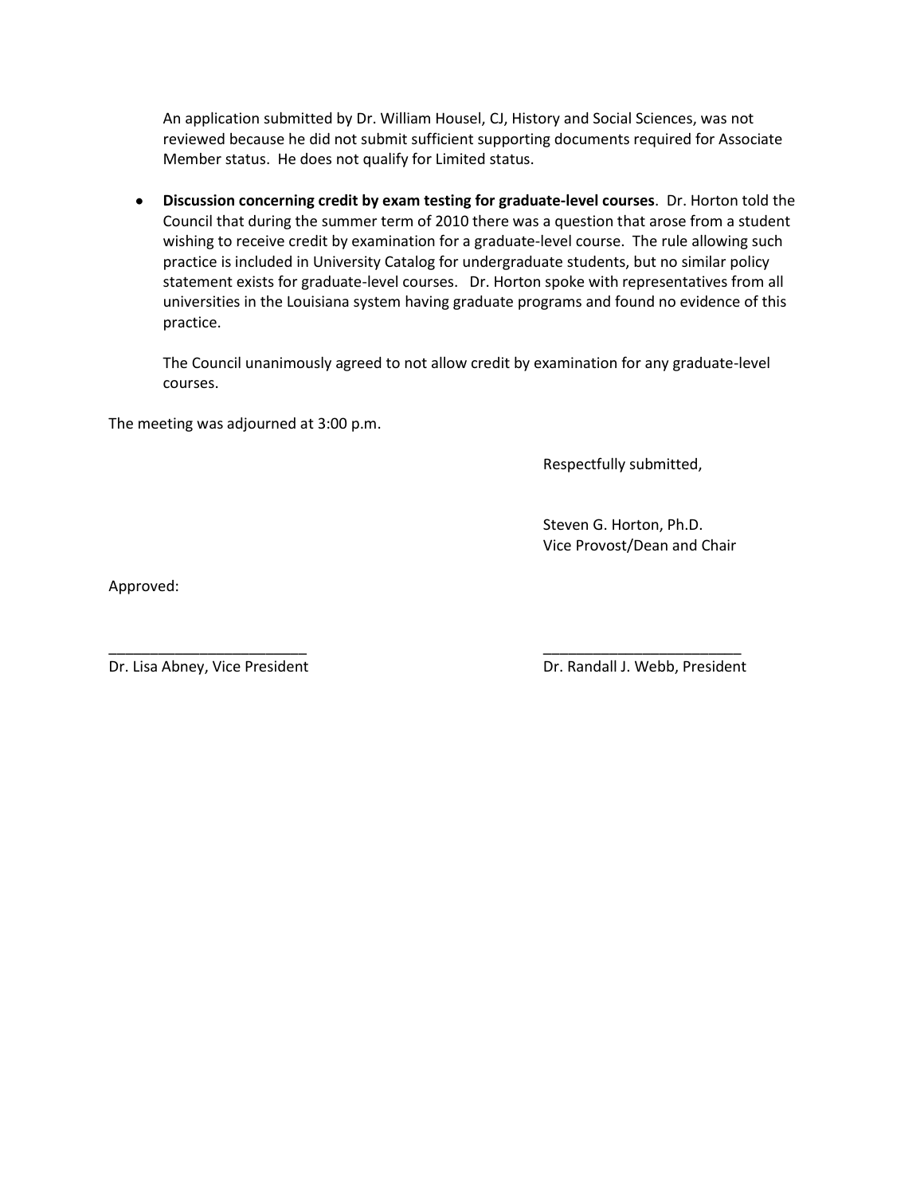An application submitted by Dr. William Housel, CJ, History and Social Sciences, was not reviewed because he did not submit sufficient supporting documents required for Associate Member status. He does not qualify for Limited status.

- **Discussion concerning credit by exam testing for graduate-level courses**. Dr. Horton told the Council that during the summer term of 2010 there was a question that arose from a student wishing to receive credit by examination for a graduate-level course. The rule allowing such practice is included in University Catalog for undergraduate students, but no similar policy statement exists for graduate-level courses. Dr. Horton spoke with representatives from all universities in the Louisiana system having graduate programs and found no evidence of this practice.

  The Council unanimously agreed to not allow credit by examination for any graduate-level courses.

The meeting was adjourned at 3:00 p.m.

Respectfully submitted,

Steven G. Horton, Ph.D.
Vice Provost/Dean and Chair

Approved:

________________________
Dr. Lisa Abney, Vice President

________________________
Dr. Randall J. Webb, President